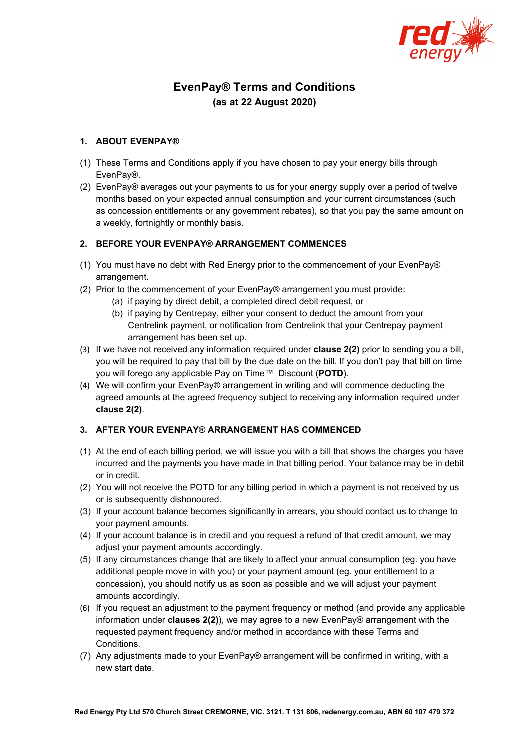# EvenPay® Terms and Conditions

## (as at 22 August 2020)

### 1. ABOUT EVENPAY®

(1) These Terms and Conditions apply if you have chosen to pay your energy bills through EvenPay®.

(2) EvenPay® averages out your payments to us for your energy supply over a period of twelve months based on your expected annual consumption and your current circumstances (such as concession entitlements or any government rebates), so that you pay the same amount on a weekly, fortnightly or monthly basis.

### 2. BEFORE YOUR EVENPAY® ARRANGEMENT COMMENCES

(1) You must have no debt with Red Energy prior to the commencement of your EvenPay® arrangement.

(2) Prior to the commencement of your EvenPay® arrangement you must provide:

- (a) if paying by direct debit, a completed direct debit request, or
- (b) if paying by Centrepay, either your consent to deduct the amount from your Centrelink payment, or notification from Centrelink that your Centrepay payment arrangement has been set up.

(3) If we have not received any information required under **clause 2(2)** prior to sending you a bill, you will be required to pay that bill by the due date on the bill. If you don't pay that bill on time you will forego any applicable Pay on Time™ Discount (**POTD**).

(4) We will confirm your EvenPay® arrangement in writing and will commence deducting the agreed amounts at the agreed frequency subject to receiving any information required under **clause 2(2)**.

### 3. AFTER YOUR EVENPAY® ARRANGEMENT HAS COMMENCED

(1) At the end of each billing period, we will issue you with a bill that shows the charges you have incurred and the payments you have made in that billing period. Your balance may be in debit or in credit.

(2) You will not receive the POTD for any billing period in which a payment is not received by us or is subsequently dishonoured.

(3) If your account balance becomes significantly in arrears, you should contact us to change to your payment amounts.

(4) If your account balance is in credit and you request a refund of that credit amount, we may adjust your payment amounts accordingly.

(5) If any circumstances change that are likely to affect your annual consumption (eg. you have additional people move in with you) or your payment amount (eg. your entitlement to a concession), you should notify us as soon as possible and we will adjust your payment amounts accordingly.

(6) If you request an adjustment to the payment frequency or method (and provide any applicable information under **clauses 2(2)**), we may agree to a new EvenPay® arrangement with the requested payment frequency and/or method in accordance with these Terms and Conditions.

(7) Any adjustments made to your EvenPay® arrangement will be confirmed in writing, with a new start date.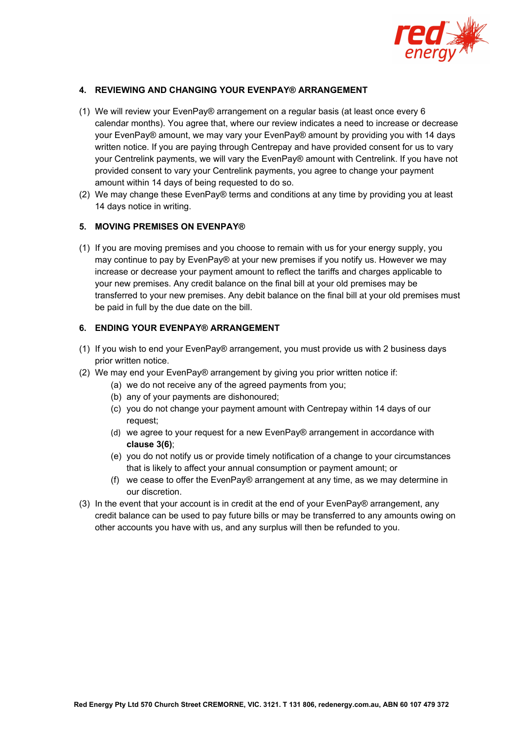## 4. REVIEWING AND CHANGING YOUR EVENPAY® ARRANGEMENT

(1) We will review your EvenPay® arrangement on a regular basis (at least once every 6 calendar months). You agree that, where our review indicates a need to increase or decrease your EvenPay® amount, we may vary your EvenPay® amount by providing you with 14 days written notice. If you are paying through Centrepay and have provided consent for us to vary your Centrelink payments, we will vary the EvenPay® amount with Centrelink. If you have not provided consent to vary your Centrelink payments, you agree to change your payment amount within 14 days of being requested to do so.

(2) We may change these EvenPay® terms and conditions at any time by providing you at least 14 days notice in writing.

## 5. MOVING PREMISES ON EVENPAY®

(1) If you are moving premises and you choose to remain with us for your energy supply, you may continue to pay by EvenPay® at your new premises if you notify us. However we may increase or decrease your payment amount to reflect the tariffs and charges applicable to your new premises. Any credit balance on the final bill at your old premises may be transferred to your new premises. Any debit balance on the final bill at your old premises must be paid in full by the due date on the bill.

## 6. ENDING YOUR EVENPAY® ARRANGEMENT

(1) If you wish to end your EvenPay® arrangement, you must provide us with 2 business days prior written notice.

(2) We may end your EvenPay® arrangement by giving you prior written notice if:

  (a) we do not receive any of the agreed payments from you;

  (b) any of your payments are dishonoured;

  (c) you do not change your payment amount with Centrepay within 14 days of our request;

  (d) we agree to your request for a new EvenPay® arrangement in accordance with **clause 3(6)**;

  (e) you do not notify us or provide timely notification of a change to your circumstances that is likely to affect your annual consumption or payment amount; or

  (f) we cease to offer the EvenPay® arrangement at any time, as we may determine in our discretion.

(3) In the event that your account is in credit at the end of your EvenPay® arrangement, any credit balance can be used to pay future bills or may be transferred to any amounts owing on other accounts you have with us, and any surplus will then be refunded to you.

**Red Energy Pty Ltd 570 Church Street CREMORNE, VIC. 3121. T 131 806, redenergy.com.au, ABN 60 107 479 372**